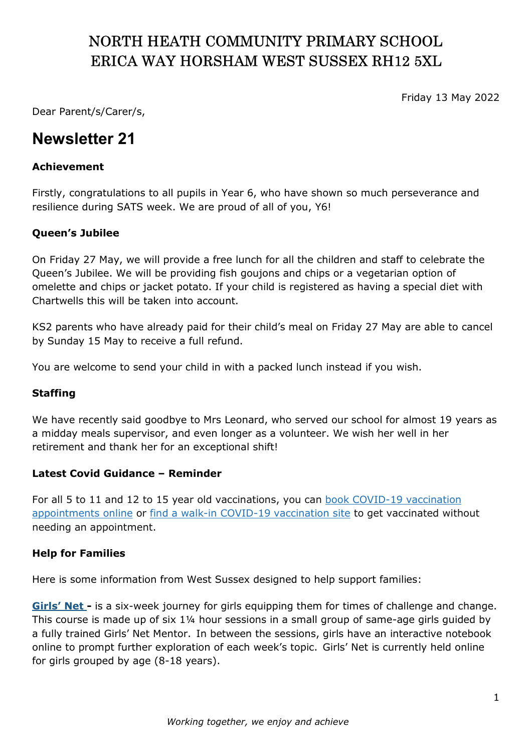# NORTH HEATH COMMUNITY PRIMARY SCHOOL
# ERICA WAY HORSHAM WEST SUSSEX RH12 5XL

Friday 13 May 2022

Dear Parent/s/Carer/s,

## Newsletter 21

**Achievement**

Firstly, congratulations to all pupils in Year 6, who have shown so much perseverance and resilience during SATS week. We are proud of all of you, Y6!

**Queen's Jubilee**

On Friday 27 May, we will provide a free lunch for all the children and staff to celebrate the Queen's Jubilee. We will be providing fish goujons and chips or a vegetarian option of omelette and chips or jacket potato. If your child is registered as having a special diet with Chartwells this will be taken into account.

KS2 parents who have already paid for their child's meal on Friday 27 May are able to cancel by Sunday 15 May to receive a full refund.

You are welcome to send your child in with a packed lunch instead if you wish.

**Staffing**

We have recently said goodbye to Mrs Leonard, who served our school for almost 19 years as a midday meals supervisor, and even longer as a volunteer. We wish her well in her retirement and thank her for an exceptional shift!

**Latest Covid Guidance – Reminder**

For all 5 to 11 and 12 to 15 year old vaccinations, you can book COVID-19 vaccination appointments online or find a walk-in COVID-19 vaccination site to get vaccinated without needing an appointment.

**Help for Families**

Here is some information from West Sussex designed to help support families:

**Girls' Net -** is a six-week journey for girls equipping them for times of challenge and change. This course is made up of six 1¼ hour sessions in a small group of same-age girls guided by a fully trained Girls' Net Mentor. In between the sessions, girls have an interactive notebook online to prompt further exploration of each week's topic. Girls' Net is currently held online for girls grouped by age (8-18 years).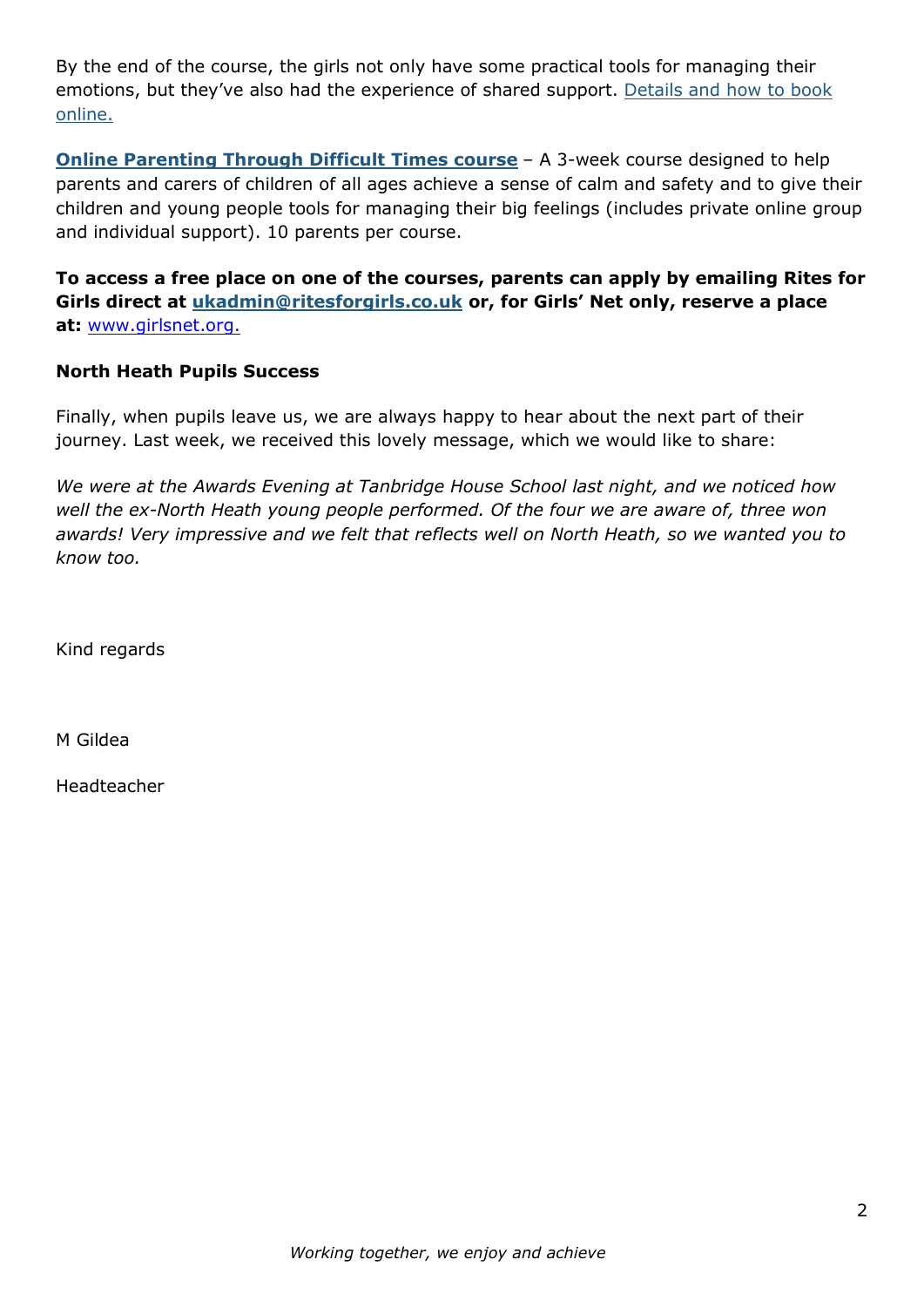By the end of the course, the girls not only have some practical tools for managing their emotions, but they've also had the experience of shared support. [Details and how to book online.]

**[Online Parenting Through Difficult Times course]** – A 3-week course designed to help parents and carers of children of all ages achieve a sense of calm and safety and to give their children and young people tools for managing their big feelings (includes private online group and individual support). 10 parents per course.

**To access a free place on one of the courses, parents can apply by emailing Rites for Girls direct at ukadmin@ritesforgirls.co.uk or, for Girls' Net only, reserve a place at:** www.girlsnet.org.

**North Heath Pupils Success**

Finally, when pupils leave us, we are always happy to hear about the next part of their journey. Last week, we received this lovely message, which we would like to share:

*We were at the Awards Evening at Tanbridge House School last night, and we noticed how well the ex-North Heath young people performed. Of the four we are aware of, three won awards! Very impressive and we felt that reflects well on North Heath, so we wanted you to know too.*

Kind regards

M Gildea

Headteacher

*Working together, we enjoy and achieve*